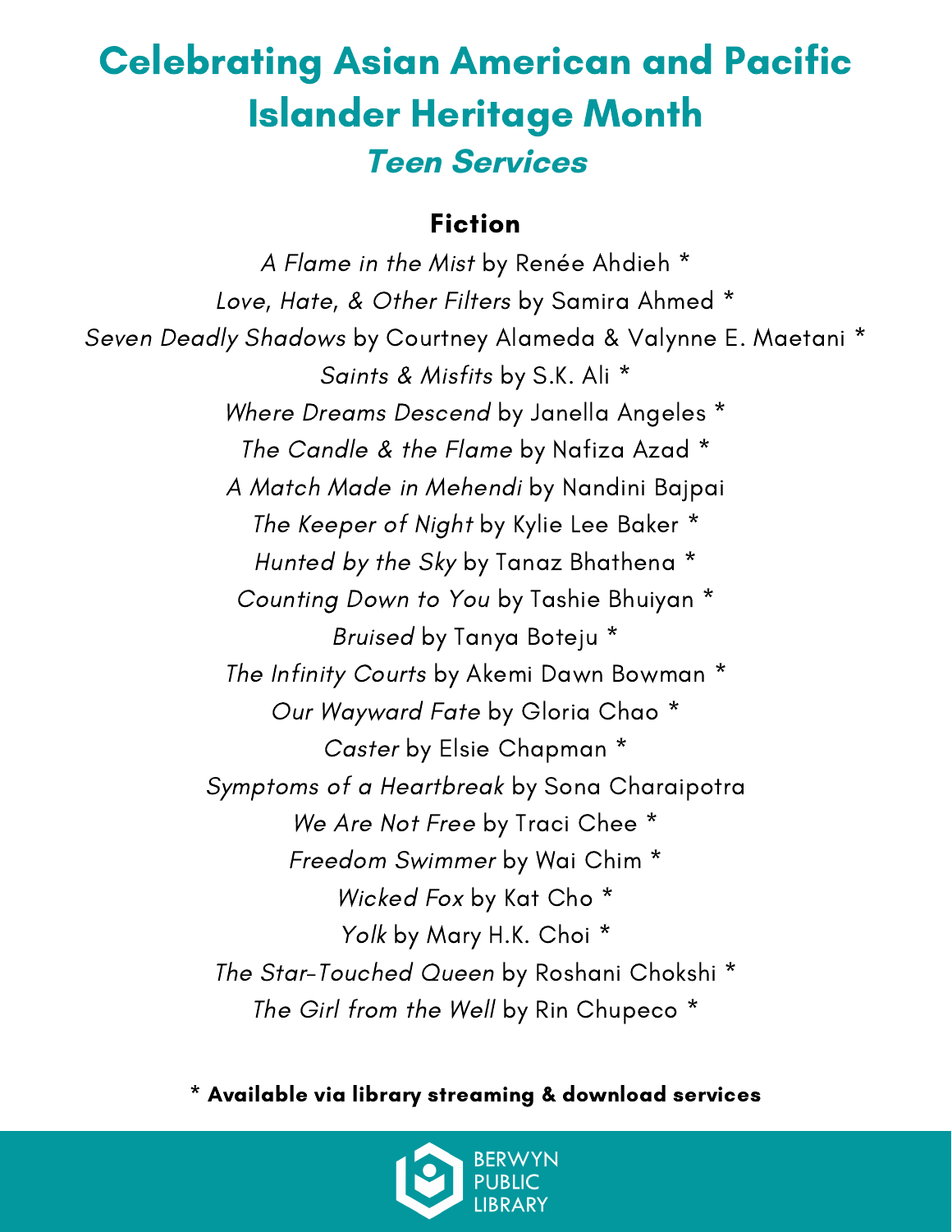# Celebrating Asian American and Pacific Islander Heritage Month

## *Teen Services*

### Fiction

*A Flame in the Mist* by Renée Ahdieh *

*Love, Hate, & Other Filters* by Samira Ahmed *

*Seven Deadly Shadows* by Courtney Alameda & Valynne E. Maetani *

*Saints & Misfits* by S.K. Ali *

*Where Dreams Descend* by Janella Angeles *

*The Candle & the Flame* by Nafiza Azad *

*A Match Made in Mehendi* by Nandini Bajpai

*The Keeper of Night* by Kylie Lee Baker *

*Hunted by the Sky* by Tanaz Bhathena *

*Counting Down to You* by Tashie Bhuiyan *

*Bruised* by Tanya Boteju *

*The Infinity Courts* by Akemi Dawn Bowman *

*Our Wayward Fate* by Gloria Chao *

*Caster* by Elsie Chapman *

*Symptoms of a Heartbreak* by Sona Charaipotra

*We Are Not Free* by Traci Chee *

*Freedom Swimmer* by Wai Chim *

*Wicked Fox* by Kat Cho *

*Yolk* by Mary H.K. Choi *

*The Star-Touched Queen* by Roshani Chokshi *

*The Girl from the Well* by Rin Chupeco *

**\* Available via library streaming & download services**

BERWYN PUBLIC LIBRARY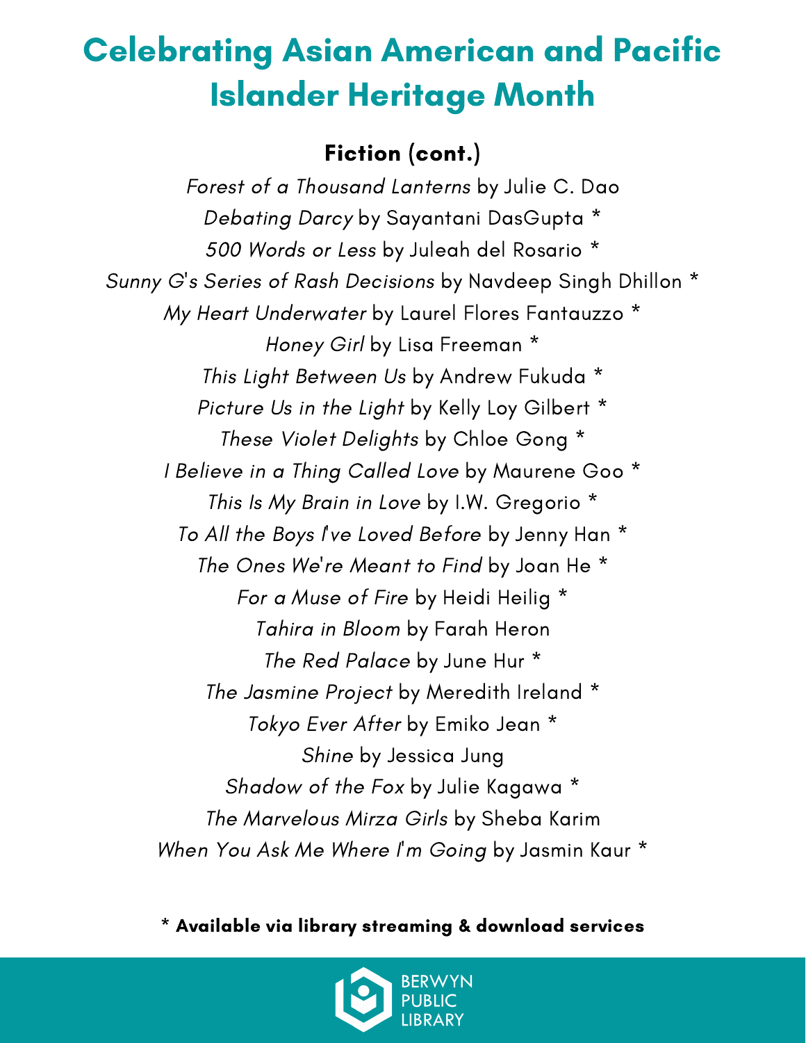# Celebrating Asian American and Pacific Islander Heritage Month

## Fiction (cont.)

*Forest of a Thousand Lanterns* by Julie C. Dao
*Debating Darcy* by Sayantani DasGupta *
*500 Words or Less* by Juleah del Rosario *
*Sunny G's Series of Rash Decisions* by Navdeep Singh Dhillon *
*My Heart Underwater* by Laurel Flores Fantauzzo *
*Honey Girl* by Lisa Freeman *
*This Light Between Us* by Andrew Fukuda *
*Picture Us in the Light* by Kelly Loy Gilbert *
*These Violet Delights* by Chloe Gong *
*I Believe in a Thing Called Love* by Maurene Goo *
*This Is My Brain in Love* by I.W. Gregorio *
*To All the Boys I've Loved Before* by Jenny Han *
*The Ones We're Meant to Find* by Joan He *
*For a Muse of Fire* by Heidi Heilig *
*Tahira in Bloom* by Farah Heron
*The Red Palace* by June Hur *
*The Jasmine Project* by Meredith Ireland *
*Tokyo Ever After* by Emiko Jean *
*Shine* by Jessica Jung
*Shadow of the Fox* by Julie Kagawa *
*The Marvelous Mirza Girls* by Sheba Karim
*When You Ask Me Where I'm Going* by Jasmin Kaur *

**\* Available via library streaming & download services**

BERWYN PUBLIC LIBRARY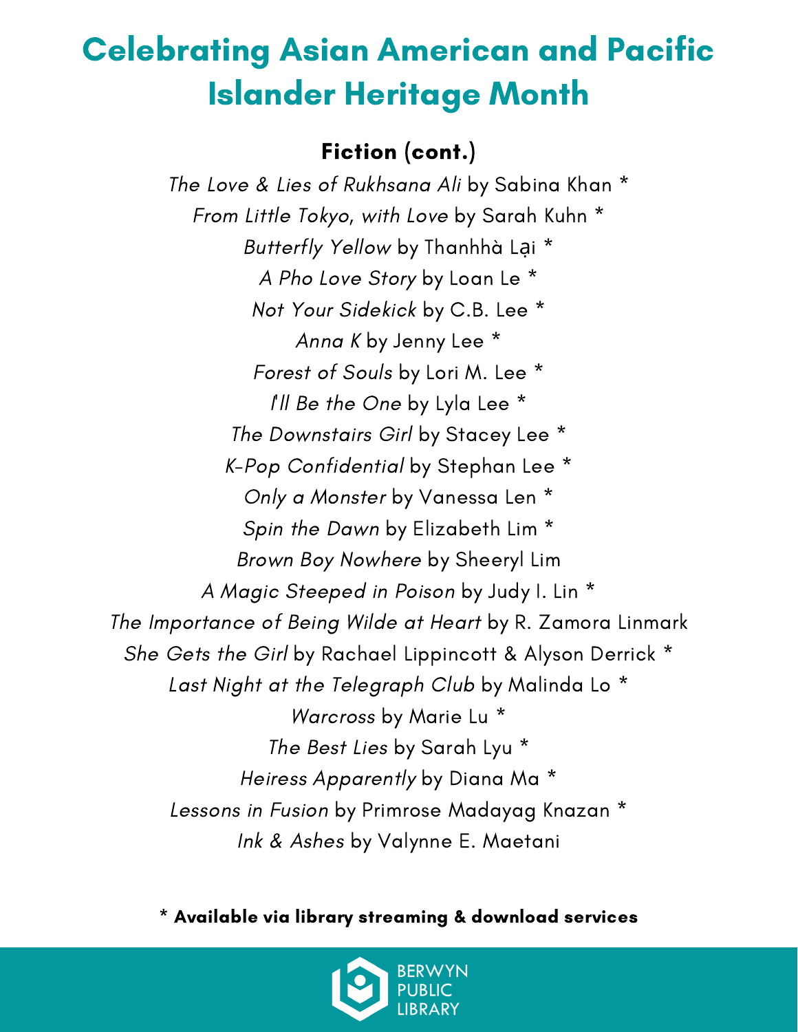# Celebrating Asian American and Pacific Islander Heritage Month

## Fiction (cont.)

*The Love & Lies of Rukhsana Ali* by Sabina Khan *

*From Little Tokyo, with Love* by Sarah Kuhn *

*Butterfly Yellow* by Thanhhà Lại *

*A Pho Love Story* by Loan Le *

*Not Your Sidekick* by C.B. Lee *

*Anna K* by Jenny Lee *

*Forest of Souls* by Lori M. Lee *

*I'll Be the One* by Lyla Lee *

*The Downstairs Girl* by Stacey Lee *

*K-Pop Confidential* by Stephan Lee *

*Only a Monster* by Vanessa Len *

*Spin the Dawn* by Elizabeth Lim *

*Brown Boy Nowhere* by Sheeryl Lim

*A Magic Steeped in Poison* by Judy I. Lin *

*The Importance of Being Wilde at Heart* by R. Zamora Linmark

*She Gets the Girl* by Rachael Lippincott & Alyson Derrick *

*Last Night at the Telegraph Club* by Malinda Lo *

*Warcross* by Marie Lu *

*The Best Lies* by Sarah Lyu *

*Heiress Apparently* by Diana Ma *

*Lessons in Fusion* by Primrose Madayag Knazan *

*Ink & Ashes* by Valynne E. Maetani

**\* Available via library streaming & download services**

BERWYN PUBLIC LIBRARY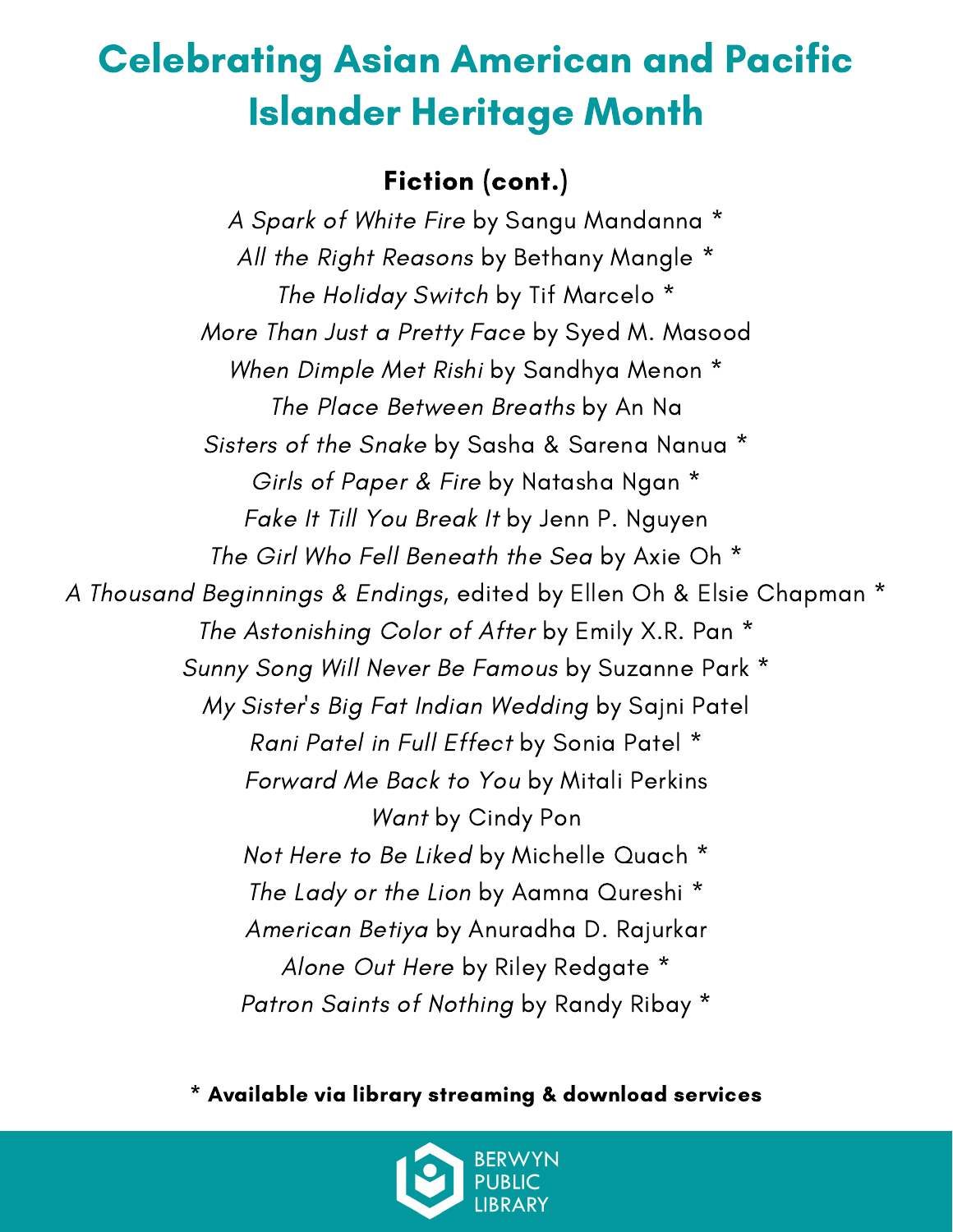# Celebrating Asian American and Pacific Islander Heritage Month

## Fiction (cont.)

*A Spark of White Fire* by Sangu Mandanna *

*All the Right Reasons* by Bethany Mangle *

*The Holiday Switch* by Tif Marcelo *

*More Than Just a Pretty Face* by Syed M. Masood

*When Dimple Met Rishi* by Sandhya Menon *

*The Place Between Breaths* by An Na

*Sisters of the Snake* by Sasha & Sarena Nanua *

*Girls of Paper & Fire* by Natasha Ngan *

*Fake It Till You Break It* by Jenn P. Nguyen

*The Girl Who Fell Beneath the Sea* by Axie Oh *

*A Thousand Beginnings & Endings*, edited by Ellen Oh & Elsie Chapman *

*The Astonishing Color of After* by Emily X.R. Pan *

*Sunny Song Will Never Be Famous* by Suzanne Park *

*My Sister's Big Fat Indian Wedding* by Sajni Patel

*Rani Patel in Full Effect* by Sonia Patel *

*Forward Me Back to You* by Mitali Perkins

*Want* by Cindy Pon

*Not Here to Be Liked* by Michelle Quach *

*The Lady or the Lion* by Aamna Qureshi *

*American Betiya* by Anuradha D. Rajurkar

*Alone Out Here* by Riley Redgate *

*Patron Saints of Nothing* by Randy Ribay *

**\* Available via library streaming & download services**

BERWYN PUBLIC LIBRARY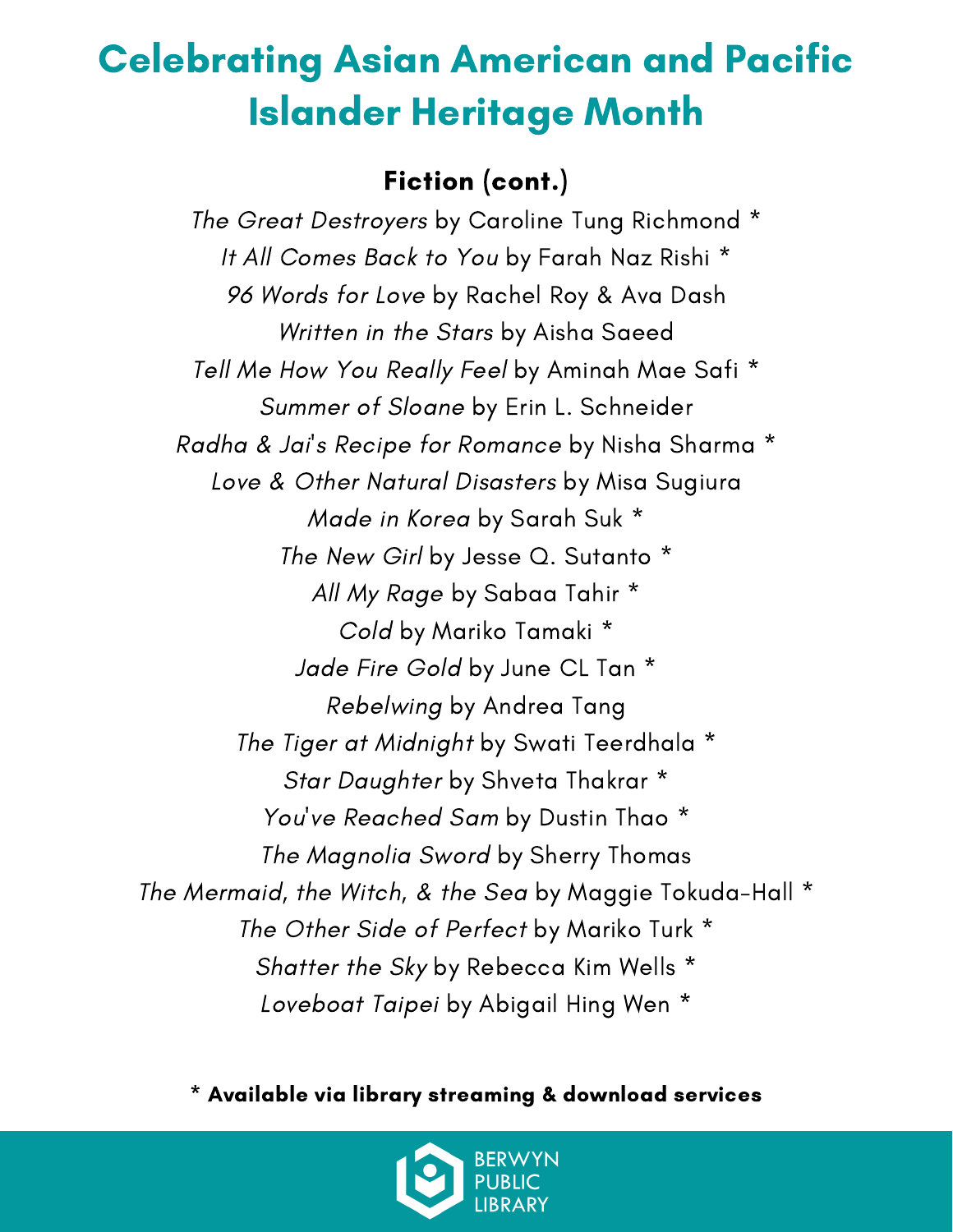# Celebrating Asian American and Pacific Islander Heritage Month

## Fiction (cont.)

*The Great Destroyers* by Caroline Tung Richmond *

*It All Comes Back to You* by Farah Naz Rishi *

*96 Words for Love* by Rachel Roy & Ava Dash

*Written in the Stars* by Aisha Saeed

*Tell Me How You Really Feel* by Aminah Mae Safi *

*Summer of Sloane* by Erin L. Schneider

*Radha & Jai's Recipe for Romance* by Nisha Sharma *

*Love & Other Natural Disasters* by Misa Sugiura

*Made in Korea* by Sarah Suk *

*The New Girl* by Jesse Q. Sutanto *

*All My Rage* by Sabaa Tahir *

*Cold* by Mariko Tamaki *

*Jade Fire Gold* by June CL Tan *

*Rebelwing* by Andrea Tang

*The Tiger at Midnight* by Swati Teerdhala *

*Star Daughter* by Shveta Thakrar *

*You've Reached Sam* by Dustin Thao *

*The Magnolia Sword* by Sherry Thomas

*The Mermaid, the Witch, & the Sea* by Maggie Tokuda-Hall *

*The Other Side of Perfect* by Mariko Turk *

*Shatter the Sky* by Rebecca Kim Wells *

*Loveboat Taipei* by Abigail Hing Wen *

**\* Available via library streaming & download services**

BERWYN PUBLIC LIBRARY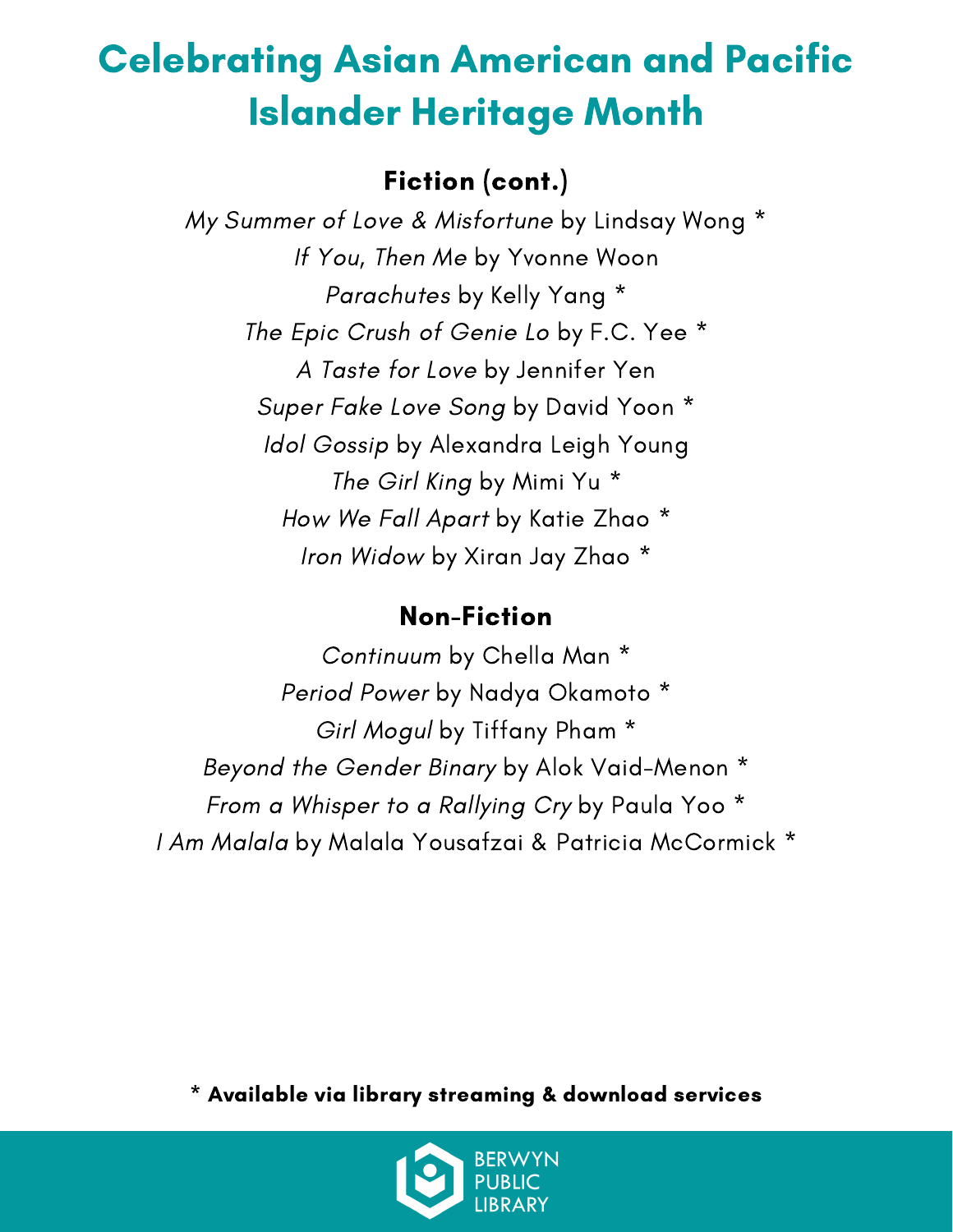# Celebrating Asian American and Pacific Islander Heritage Month

## Fiction (cont.)

*My Summer of Love & Misfortune* by Lindsay Wong *
*If You, Then Me* by Yvonne Woon
*Parachutes* by Kelly Yang *
*The Epic Crush of Genie Lo* by F.C. Yee *
*A Taste for Love* by Jennifer Yen
*Super Fake Love Song* by David Yoon *
*Idol Gossip* by Alexandra Leigh Young
*The Girl King* by Mimi Yu *
*How We Fall Apart* by Katie Zhao *
*Iron Widow* by Xiran Jay Zhao *

## Non-Fiction

*Continuum* by Chella Man *
*Period Power* by Nadya Okamoto *
*Girl Mogul* by Tiffany Pham *
*Beyond the Gender Binary* by Alok Vaid-Menon *
*From a Whisper to a Rallying Cry* by Paula Yoo *
*I Am Malala* by Malala Yousafzai & Patricia McCormick *

**\* Available via library streaming & download services**

BERWYN PUBLIC LIBRARY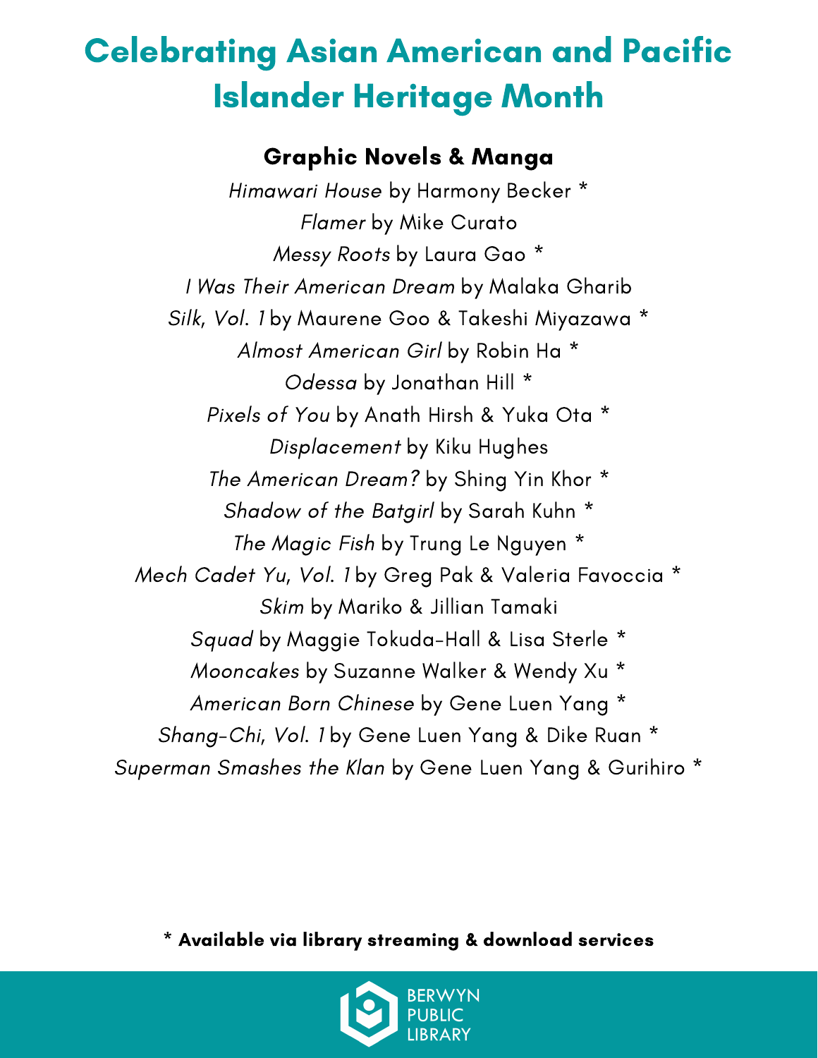# Celebrating Asian American and Pacific Islander Heritage Month

## Graphic Novels & Manga

*Himawari House* by Harmony Becker *
*Flamer* by Mike Curato
*Messy Roots* by Laura Gao *
*I Was Their American Dream* by Malaka Gharib
*Silk, Vol. 1* by Maurene Goo & Takeshi Miyazawa *
*Almost American Girl* by Robin Ha *
*Odessa* by Jonathan Hill *
*Pixels of You* by Anath Hirsh & Yuka Ota *
*Displacement* by Kiku Hughes
*The American Dream?* by Shing Yin Khor *
*Shadow of the Batgirl* by Sarah Kuhn *
*The Magic Fish* by Trung Le Nguyen *
*Mech Cadet Yu, Vol. 1* by Greg Pak & Valeria Favoccia *
*Skim* by Mariko & Jillian Tamaki
*Squad* by Maggie Tokuda-Hall & Lisa Sterle *
*Mooncakes* by Suzanne Walker & Wendy Xu *
*American Born Chinese* by Gene Luen Yang *
*Shang-Chi, Vol. 1* by Gene Luen Yang & Dike Ruan *
*Superman Smashes the Klan* by Gene Luen Yang & Gurihiro *

**\* Available via library streaming & download services**

BERWYN PUBLIC LIBRARY